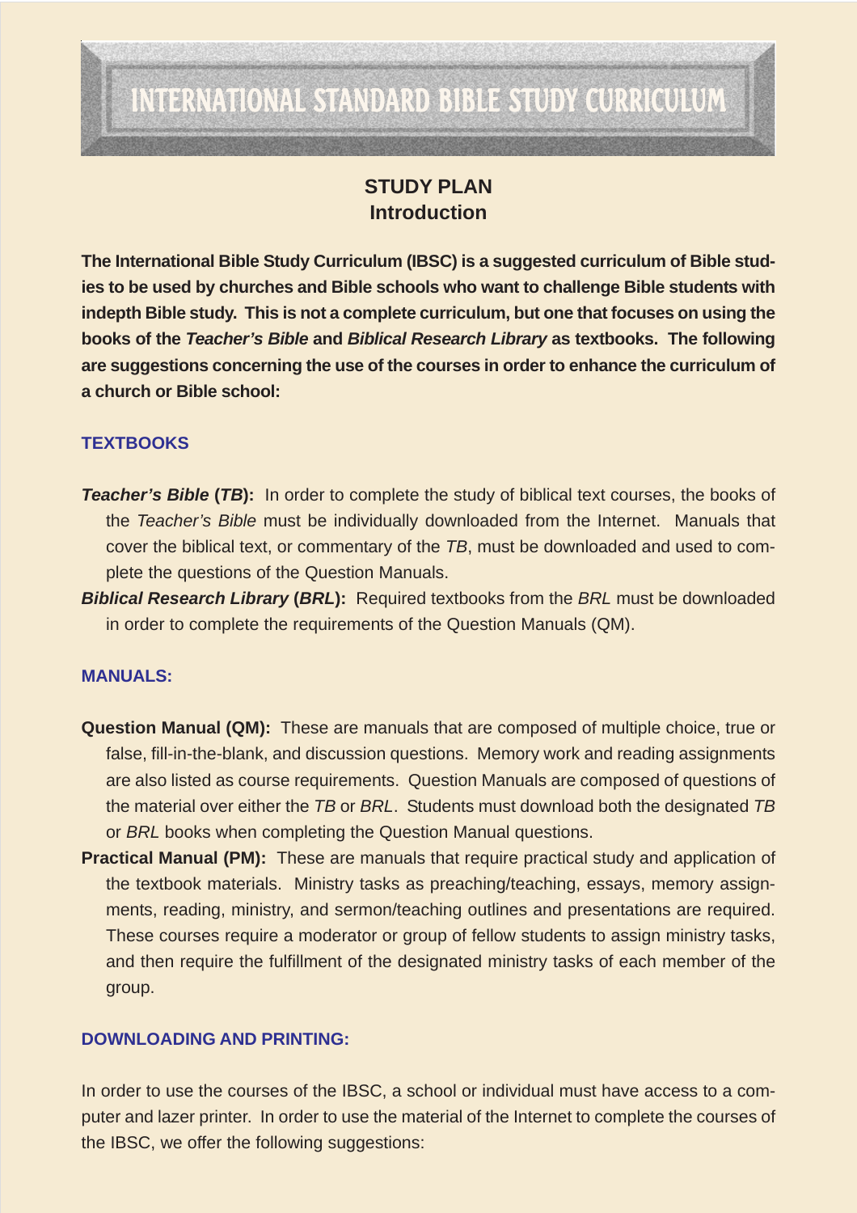# INTERNATIONAL STANDARD BIBLE STUDY CURRICULUM

## STUDY PLAN
## Introduction

**The International Bible Study Curriculum (IBSC) is a suggested curriculum of Bible studies to be used by churches and Bible schools who want to challenge Bible students with indepth Bible study. This is not a complete curriculum, but one that focuses on using the books of the *Teacher's Bible* and *Biblical Research Library* as textbooks. The following are suggestions concerning the use of the courses in order to enhance the curriculum of a church or Bible school:**

### TEXTBOOKS

***Teacher's Bible* (*TB*):** In order to complete the study of biblical text courses, the books of the *Teacher's Bible* must be individually downloaded from the Internet. Manuals that cover the biblical text, or commentary of the *TB*, must be downloaded and used to complete the questions of the Question Manuals.

***Biblical Research Library* (*BRL*):** Required textbooks from the *BRL* must be downloaded in order to complete the requirements of the Question Manuals (QM).

### MANUALS:

**Question Manual (QM):** These are manuals that are composed of multiple choice, true or false, fill-in-the-blank, and discussion questions. Memory work and reading assignments are also listed as course requirements. Question Manuals are composed of questions of the material over either the *TB* or *BRL*. Students must download both the designated *TB* or *BRL* books when completing the Question Manual questions.

**Practical Manual (PM):** These are manuals that require practical study and application of the textbook materials. Ministry tasks as preaching/teaching, essays, memory assignments, reading, ministry, and sermon/teaching outlines and presentations are required. These courses require a moderator or group of fellow students to assign ministry tasks, and then require the fulfillment of the designated ministry tasks of each member of the group.

### DOWNLOADING AND PRINTING:

In order to use the courses of the IBSC, a school or individual must have access to a computer and lazer printer. In order to use the material of the Internet to complete the courses of the IBSC, we offer the following suggestions: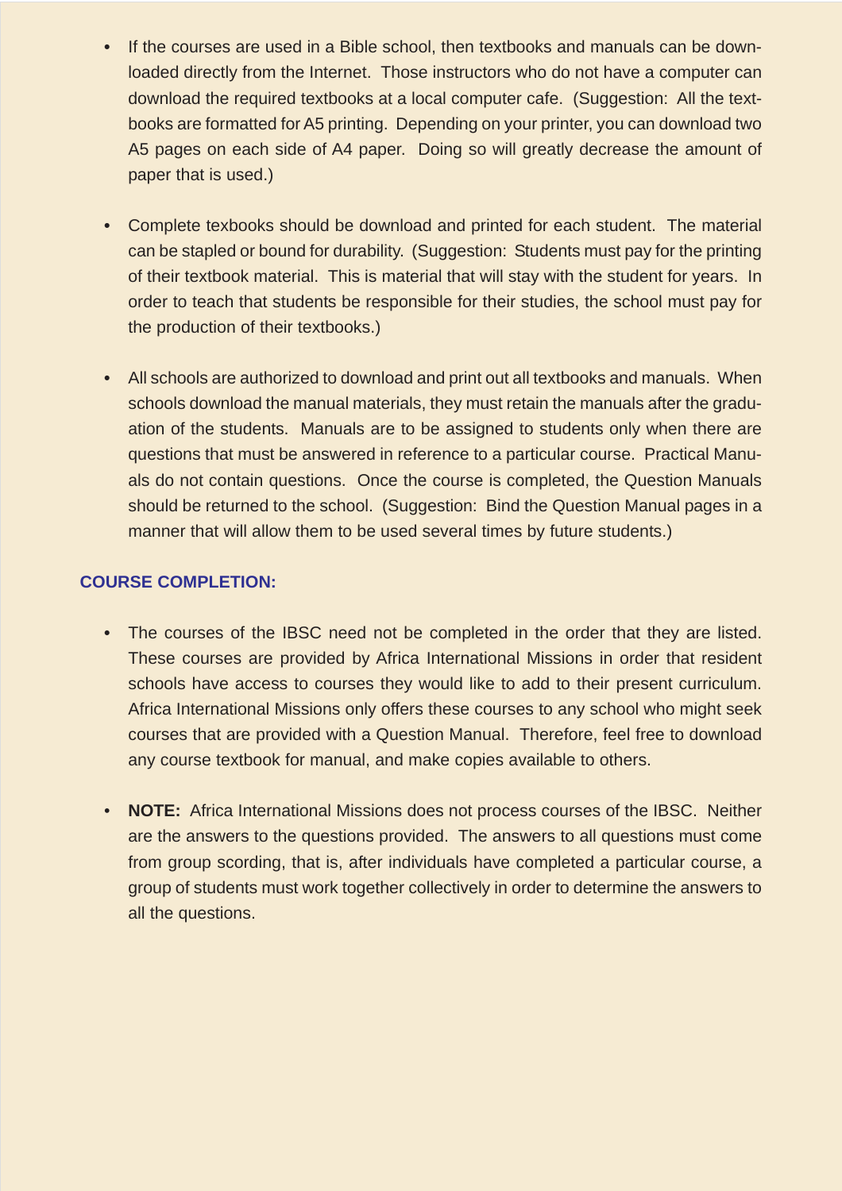- If the courses are used in a Bible school, then textbooks and manuals can be downloaded directly from the Internet. Those instructors who do not have a computer can download the required textbooks at a local computer cafe. (Suggestion: All the textbooks are formatted for A5 printing. Depending on your printer, you can download two A5 pages on each side of A4 paper. Doing so will greatly decrease the amount of paper that is used.)

- Complete texbooks should be download and printed for each student. The material can be stapled or bound for durability. (Suggestion: Students must pay for the printing of their textbook material. This is material that will stay with the student for years. In order to teach that students be responsible for their studies, the school must pay for the production of their textbooks.)

- All schools are authorized to download and print out all textbooks and manuals. When schools download the manual materials, they must retain the manuals after the graduation of the students. Manuals are to be assigned to students only when there are questions that must be answered in reference to a particular course. Practical Manuals do not contain questions. Once the course is completed, the Question Manuals should be returned to the school. (Suggestion: Bind the Question Manual pages in a manner that will allow them to be used several times by future students.)

## COURSE COMPLETION:

- The courses of the IBSC need not be completed in the order that they are listed. These courses are provided by Africa International Missions in order that resident schools have access to courses they would like to add to their present curriculum. Africa International Missions only offers these courses to any school who might seek courses that are provided with a Question Manual. Therefore, feel free to download any course textbook for manual, and make copies available to others.

- **NOTE:** Africa International Missions does not process courses of the IBSC. Neither are the answers to the questions provided. The answers to all questions must come from group scording, that is, after individuals have completed a particular course, a group of students must work together collectively in order to determine the answers to all the questions.